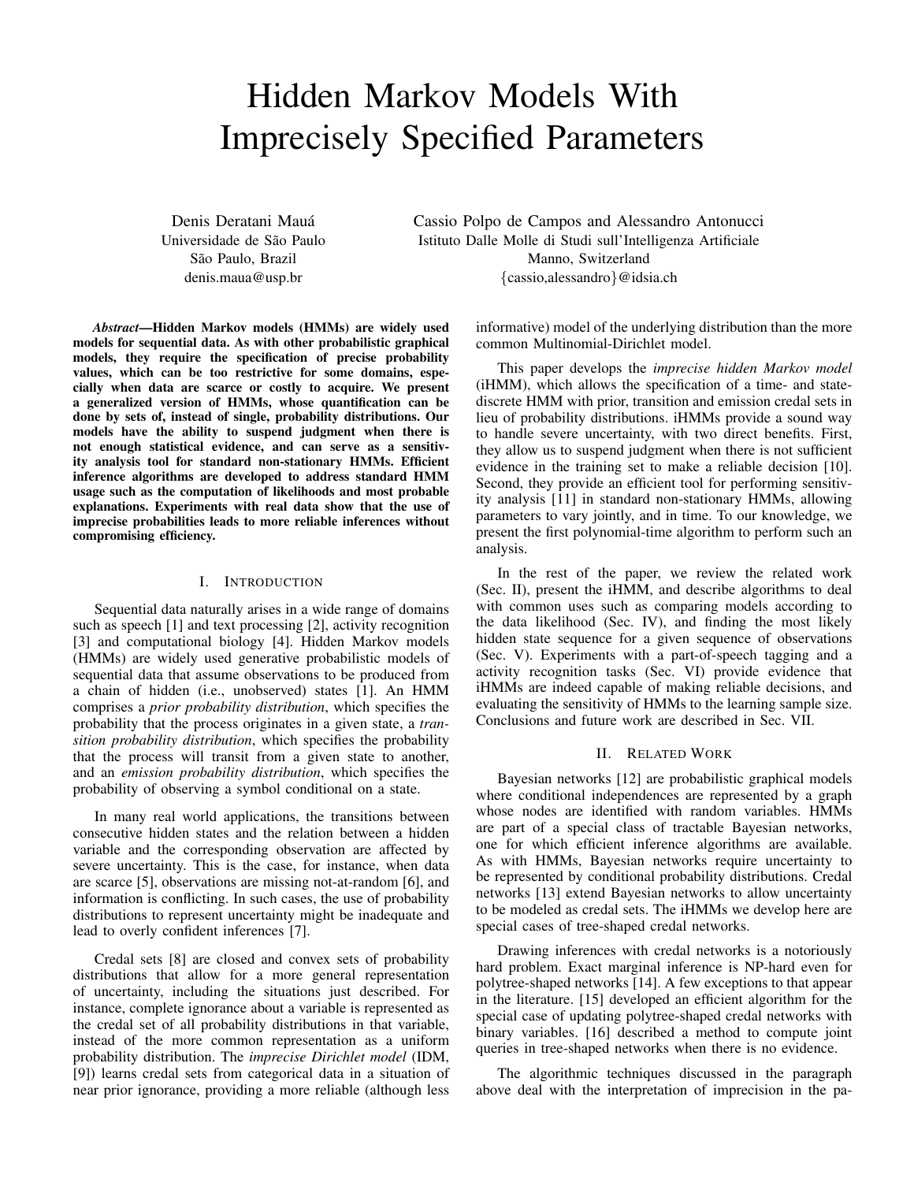# Hidden Markov Models With Imprecisely Specified Parameters

Denis Deratani Mauá
Universidade de São Paulo
São Paulo, Brazil
denis.maua@usp.br

Cassio Polpo de Campos and Alessandro Antonucci
Istituto Dalle Molle di Studi sull'Intelligenza Artificiale
Manno, Switzerland
{cassio,alessandro}@idsia.ch

***Abstract*—Hidden Markov models (HMMs) are widely used models for sequential data. As with other probabilistic graphical models, they require the specification of precise probability values, which can be too restrictive for some domains, especially when data are scarce or costly to acquire. We present a generalized version of HMMs, whose quantification can be done by sets of, instead of single, probability distributions. Our models have the ability to suspend judgment when there is not enough statistical evidence, and can serve as a sensitivity analysis tool for standard non-stationary HMMs. Efficient inference algorithms are developed to address standard HMM usage such as the computation of likelihoods and most probable explanations. Experiments with real data show that the use of imprecise probabilities leads to more reliable inferences without compromising efficiency.**

## I. Introduction

Sequential data naturally arises in a wide range of domains such as speech [1] and text processing [2], activity recognition [3] and computational biology [4]. Hidden Markov models (HMMs) are widely used generative probabilistic models of sequential data that assume observations to be produced from a chain of hidden (i.e., unobserved) states [1]. An HMM comprises a *prior probability distribution*, which specifies the probability that the process originates in a given state, a *transition probability distribution*, which specifies the probability that the process will transit from a given state to another, and an *emission probability distribution*, which specifies the probability of observing a symbol conditional on a state.

In many real world applications, the transitions between consecutive hidden states and the relation between a hidden variable and the corresponding observation are affected by severe uncertainty. This is the case, for instance, when data are scarce [5], observations are missing not-at-random [6], and information is conflicting. In such cases, the use of probability distributions to represent uncertainty might be inadequate and lead to overly confident inferences [7].

Credal sets [8] are closed and convex sets of probability distributions that allow for a more general representation of uncertainty, including the situations just described. For instance, complete ignorance about a variable is represented as the credal set of all probability distributions in that variable, instead of the more common representation as a uniform probability distribution. The *imprecise Dirichlet model* (IDM, [9]) learns credal sets from categorical data in a situation of near prior ignorance, providing a more reliable (although less informative) model of the underlying distribution than the more common Multinomial-Dirichlet model.

This paper develops the *imprecise hidden Markov model* (iHMM), which allows the specification of a time- and state-discrete HMM with prior, transition and emission credal sets in lieu of probability distributions. iHMMs provide a sound way to handle severe uncertainty, with two direct benefits. First, they allow us to suspend judgment when there is not sufficient evidence in the training set to make a reliable decision [10]. Second, they provide an efficient tool for performing sensitivity analysis [11] in standard non-stationary HMMs, allowing parameters to vary jointly, and in time. To our knowledge, we present the first polynomial-time algorithm to perform such an analysis.

In the rest of the paper, we review the related work (Sec. II), present the iHMM, and describe algorithms to deal with common uses such as comparing models according to the data likelihood (Sec. IV), and finding the most likely hidden state sequence for a given sequence of observations (Sec. V). Experiments with a part-of-speech tagging and a activity recognition tasks (Sec. VI) provide evidence that iHMMs are indeed capable of making reliable decisions, and evaluating the sensitivity of HMMs to the learning sample size. Conclusions and future work are described in Sec. VII.

## II. Related Work

Bayesian networks [12] are probabilistic graphical models where conditional independences are represented by a graph whose nodes are identified with random variables. HMMs are part of a special class of tractable Bayesian networks, one for which efficient inference algorithms are available. As with HMMs, Bayesian networks require uncertainty to be represented by conditional probability distributions. Credal networks [13] extend Bayesian networks to allow uncertainty to be modeled as credal sets. The iHMMs we develop here are special cases of tree-shaped credal networks.

Drawing inferences with credal networks is a notoriously hard problem. Exact marginal inference is NP-hard even for polytree-shaped networks [14]. A few exceptions to that appear in the literature. [15] developed an efficient algorithm for the special case of updating polytree-shaped credal networks with binary variables. [16] described a method to compute joint queries in tree-shaped networks when there is no evidence.

The algorithmic techniques discussed in the paragraph above deal with the interpretation of imprecision in the pa-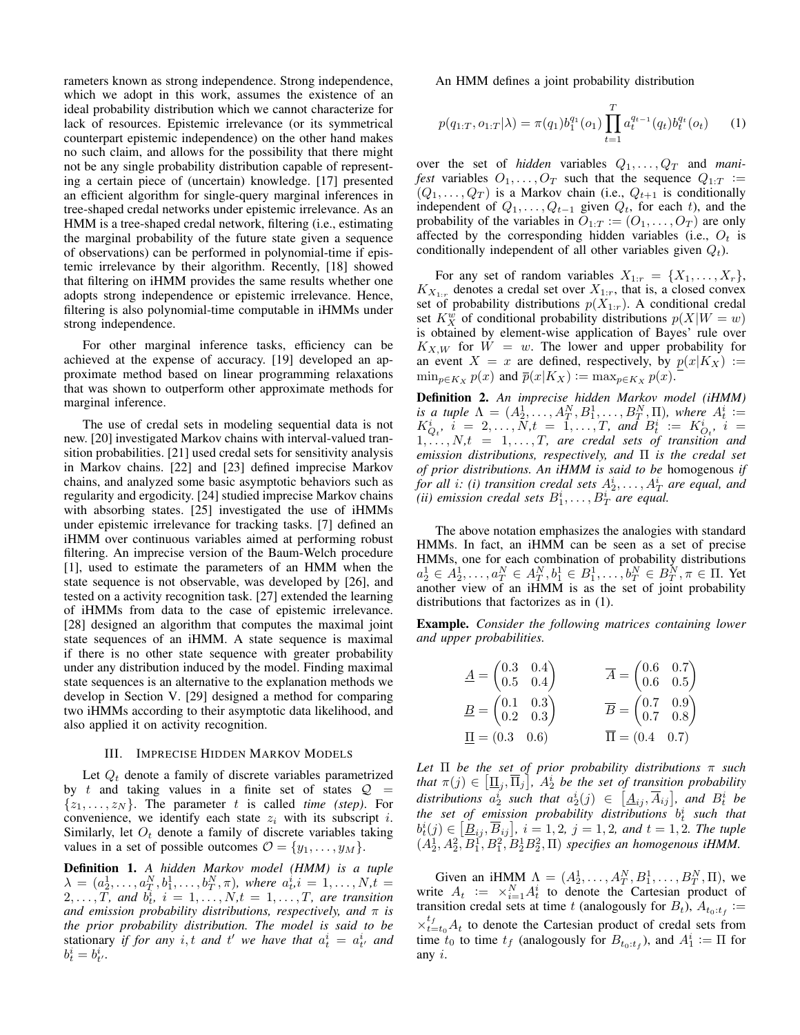rameters known as strong independence. Strong independence, which we adopt in this work, assumes the existence of an ideal probability distribution which we cannot characterize for lack of resources. Epistemic irrelevance (or its symmetrical counterpart epistemic independence) on the other hand makes no such claim, and allows for the possibility that there might not be any single probability distribution capable of representing a certain piece of (uncertain) knowledge. [17] presented an efficient algorithm for single-query marginal inferences in tree-shaped credal networks under epistemic irrelevance. As an HMM is a tree-shaped credal network, filtering (i.e., estimating the marginal probability of the future state given a sequence of observations) can be performed in polynomial-time if epistemic irrelevance by their algorithm. Recently, [18] showed that filtering on iHMM provides the same results whether one adopts strong independence or epistemic irrelevance. Hence, filtering is also polynomial-time computable in iHMMs under strong independence.

For other marginal inference tasks, efficiency can be achieved at the expense of accuracy. [19] developed an approximate method based on linear programming relaxations that was shown to outperform other approximate methods for marginal inference.

The use of credal sets in modeling sequential data is not new. [20] investigated Markov chains with interval-valued transition probabilities. [21] used credal sets for sensitivity analysis in Markov chains. [22] and [23] defined imprecise Markov chains, and analyzed some basic asymptotic behaviors such as regularity and ergodicity. [24] studied imprecise Markov chains with absorbing states. [25] investigated the use of iHMMs under epistemic irrelevance for tracking tasks. [7] defined an iHMM over continuous variables aimed at performing robust filtering. An imprecise version of the Baum-Welch procedure [1], used to estimate the parameters of an HMM when the state sequence is not observable, was developed by [26], and tested on a activity recognition task. [27] extended the learning of iHMMs from data to the case of epistemic irrelevance. [28] designed an algorithm that computes the maximal joint state sequences of an iHMM. A state sequence is maximal if there is no other state sequence with greater probability under any distribution induced by the model. Finding maximal state sequences is an alternative to the explanation methods we develop in Section V. [29] designed a method for comparing two iHMMs according to their asymptotic data likelihood, and also applied it on activity recognition.

## III. Imprecise Hidden Markov Models

Let $Q_t$ denote a family of discrete variables parametrized by $t$ and taking values in a finite set of states $\mathcal{Q} = \{z_1, \ldots, z_N\}$. The parameter $t$ is called *time (step)*. For convenience, we identify each state $z_i$ with its subscript $i$. Similarly, let $O_t$ denote a family of discrete variables taking values in a set of possible outcomes $\mathcal{O} = \{y_1, \ldots, y_M\}$.

**Definition 1.** *A hidden Markov model (HMM) is a tuple $\lambda = (a_2^1, \ldots, a_T^N, b_1^1, \ldots, b_T^N, \pi)$, where $a_t^i, i = 1, \ldots, N, t = 2, \ldots, T$, and $b_t^i$, $i = 1, \ldots, N, t = 1, \ldots, T$, are transition and emission probability distributions, respectively, and $\pi$ is the prior probability distribution. The model is said to be* stationary *if for any $i, t$ and $t'$ we have that $a_t^i = a_{t'}^i$ and $b_t^i = b_{t'}^i$.*

An HMM defines a joint probability distribution

$$p(q_{1:T}, o_{1:T}|\lambda) = \pi(q_1) b_1^{q_1}(o_1) \prod_{t=1}^{T} a_t^{q_{t-1}}(q_t) b_t^{q_t}(o_t) \quad (1)$$

over the set of *hidden* variables $Q_1, \ldots, Q_T$ and *manifest* variables $O_1, \ldots, O_T$ such that the sequence $Q_{1:T} := (Q_1, \ldots, Q_T)$ is a Markov chain (i.e., $Q_{t+1}$ is conditionally independent of $Q_1, \ldots, Q_{t-1}$ given $Q_t$, for each $t$), and the probability of the variables in $O_{1:T} := (O_1, \ldots, O_T)$ are only affected by the corresponding hidden variables (i.e., $O_t$ is conditionally independent of all other variables given $Q_t$).

For any set of random variables $X_{1:r} = \{X_1, \ldots, X_r\}$, $K_{X_{1:r}}$ denotes a credal set over $X_{1:r}$, that is, a closed convex set of probability distributions $p(X_{1:r})$. A conditional credal set $K_X^w$ of conditional probability distributions $p(X|W = w)$ is obtained by element-wise application of Bayes' rule over $K_{X,W}$ for $W = w$. The lower and upper probability for an event $X = x$ are defined, respectively, by $\underline{p}(x|K_X) := \min_{p \in K_X} p(x)$ and $\overline{p}(x|K_X) := \max_{p \in K_X} p(x)$.

**Definition 2.** *An imprecise hidden Markov model (iHMM) is a tuple $\Lambda = (A_2^1, \ldots, A_T^N, B_1^1, \ldots, B_T^N, \Pi)$, where $A_t^i := K_{Q_t}^i$, $i = 2, \ldots, N, t = 1, \ldots, T$, and $B_t^i := K_{O_t}^i$, $i = 1, \ldots, N, t = 1, \ldots, T$, are credal sets of transition and emission distributions, respectively, and $\Pi$ is the credal set of prior distributions. An iHMM is said to be* homogenous *if for all $i$: (i) transition credal sets $A_2^i, \ldots, A_T^i$ are equal, and (ii) emission credal sets $B_1^i, \ldots, B_T^i$ are equal.*

The above notation emphasizes the analogies with standard HMMs. In fact, an iHMM can be seen as a set of precise HMMs, one for each combination of probability distributions $a_2^1 \in A_2^1, \ldots, a_T^N \in A_T^N, b_1^1 \in B_1^1, \ldots, b_T^N \in B_T^N, \pi \in \Pi$. Yet another view of an iHMM is as the set of joint probability distributions that factorizes as in (1).

**Example.** *Consider the following matrices containing lower and upper probabilities.*

$$\underline{A} = \begin{pmatrix} 0.3 & 0.4 \\ 0.5 & 0.4 \end{pmatrix} \qquad \overline{A} = \begin{pmatrix} 0.6 & 0.7 \\ 0.6 & 0.5 \end{pmatrix}$$

$$\underline{B} = \begin{pmatrix} 0.1 & 0.3 \\ 0.2 & 0.3 \end{pmatrix} \qquad \overline{B} = \begin{pmatrix} 0.7 & 0.9 \\ 0.7 & 0.8 \end{pmatrix}$$

$$\underline{\Pi} = \begin{pmatrix} 0.3 & 0.6 \end{pmatrix} \qquad \overline{\Pi} = \begin{pmatrix} 0.4 & 0.7 \end{pmatrix}$$

*Let $\Pi$ be the set of prior probability distributions $\pi$ such that $\pi(j) \in [\underline{\Pi}_j, \overline{\Pi}_j]$, $A_2^i$ be the set of transition probability distributions $a_2^i$ such that $a_2^i(j) \in [\underline{A}_{ij}, \overline{A}_{ij}]$, and $B_t^i$ be the set of emission probability distributions $b_t^i$ such that $b_t^i(j) \in [\underline{B}_{ij}, \overline{B}_{ij}]$, $i = 1, 2$, $j = 1, 2$, and $t = 1, 2$. The tuple $(A_2^1, A_2^2, B_1^1, B_1^2, B_2^1 B_2^2, \Pi)$ specifies an homogenous iHMM.*

Given an iHMM $\Lambda = (A_2^1, \ldots, A_T^N, B_1^1, \ldots, B_T^N, \Pi)$, we write $A_t := \times_{i=1}^N A_t^i$ to denote the Cartesian product of transition credal sets at time $t$ (analogously for $B_t$), $A_{t_0:t_f} := \times_{t=t_0}^{t_f} A_t$ to denote the Cartesian product of credal sets from time $t_0$ to time $t_f$ (analogously for $B_{t_0:t_f}$), and $A_1^i := \Pi$ for any $i$.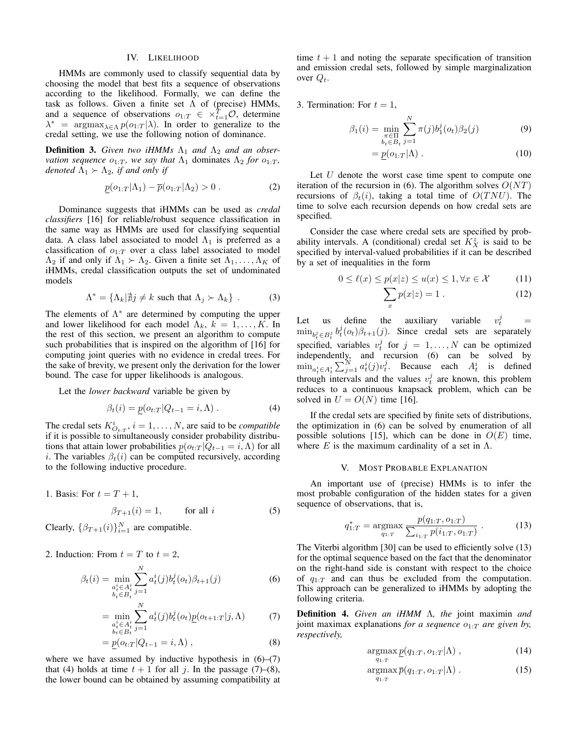## IV. LIKELIHOOD

HMMs are commonly used to classify sequential data by choosing the model that best fits a sequence of observations according to the likelihood. Formally, we can define the task as follows. Given a finite set $\Lambda$ of (precise) HMMs, and a sequence of observations $o_{1:T} \in \times_{t=1}^{T} \mathcal{O}$, determine $\lambda^* = \operatorname{argmax}_{\lambda \in \Lambda} p(o_{1:T}|\lambda)$. In order to generalize to the credal setting, we use the following notion of dominance.

**Definition 3.** *Given two iHMMs $\Lambda_1$ and $\Lambda_2$ and an observation sequence $o_{1:T}$, we say that $\Lambda_1$* dominates *$\Lambda_2$ for $o_{1:T}$, denoted $\Lambda_1 \succ \Lambda_2$, if and only if*

$$\underline{p}(o_{1:T}|\Lambda_1) - \overline{p}(o_{1:T}|\Lambda_2) > 0 \; . \tag{2}$$

Dominance suggests that iHMMs can be used as *credal classifiers* [16] for reliable/robust sequence classification in the same way as HMMs are used for classifying sequential data. A class label associated to model $\Lambda_1$ is preferred as a classification of $o_{1:T}$ over a class label associated to model $\Lambda_2$ if and only if $\Lambda_1 \succ \Lambda_2$. Given a finite set $\Lambda_1, \ldots, \Lambda_K$ of iHMMs, credal classification outputs the set of undominated models

$$\Lambda^* = \{\Lambda_k | \nexists j \neq k \text{ such that } \Lambda_j \succ \Lambda_k\} \; . \tag{3}$$

The elements of $\Lambda^*$ are determined by computing the upper and lower likelihood for each model $\Lambda_k$, $k = 1, \ldots, K$. In the rest of this section, we present an algorithm to compute such probabilities that is inspired on the algorithm of [16] for computing joint queries with no evidence in credal trees. For the sake of brevity, we present only the derivation for the lower bound. The case for upper likelihoods is analogous.

Let the *lower backward* variable be given by

$$\beta_t(i) = \underline{p}(o_{t:T}|Q_{t-1} = i, \Lambda) \; . \tag{4}$$

The credal sets $K^i_{O_{t:T}}$, $i = 1, \ldots, N$, are said to be *compatible* if it is possible to simultaneously consider probability distributions that attain lower probabilities $\underline{p}(o_{t:T}|Q_{t-1} = i, \Lambda)$ for all $i$. The variables $\beta_t(i)$ can be computed recursively, according to the following inductive procedure.

1. Basis: For $t = T + 1$,

$$\beta_{T+1}(i) = 1, \qquad \text{for all } i \tag{5}$$

Clearly, $\{\beta_{T+1}(i)\}_{i=1}^{N}$ are compatible.

2. Induction: From $t = T$ to $t = 2$,

$$\beta_t(i) = \min_{\substack{a^i_t \in A^i_t \\ b_t \in B_t}} \sum_{j=1}^{N} a^i_t(j) b^j_t(o_t) \beta_{t+1}(j) \tag{6}$$

$$= \min_{\substack{a^i_t \in A^i_t \\ b_t \in B_t}} \sum_{j=1}^{N} a^i_t(j) b^j_t(o_t) \underline{p}(o_{t+1:T}|j, \Lambda) \tag{7}$$

$$= \underline{p}(o_{t:T}|Q_{t-1} = i, \Lambda) \; , \tag{8}$$

where we have assumed by inductive hypothesis in (6)–(7) that (4) holds at time $t + 1$ for all $j$. In the passage (7)–(8), the lower bound can be obtained by assuming compatibility at time $t + 1$ and noting the separate specification of transition and emission credal sets, followed by simple marginalization over $Q_t$.

3. Termination: For $t = 1$,

$$\beta_1(i) = \min_{\substack{\pi \in \Pi \\ b_t \in B_t}} \sum_{j=1}^{N} \pi(j) b^j_1(o_t) \beta_2(j) \tag{9}$$

$$= \underline{p}(o_{1:T}|\Lambda) \; . \tag{10}$$

Let $U$ denote the worst case time spent to compute one iteration of the recursion in (6). The algorithm solves $O(NT)$ recursions of $\beta_t(i)$, taking a total time of $O(TNU)$. The time to solve each recursion depends on how credal sets are specified.

Consider the case where credal sets are specified by probability intervals. A (conditional) credal set $K^z_X$ is said to be specified by interval-valued probabilities if it can be described by a set of inequalities in the form

$$0 \leq \ell(x) \leq p(x|z) \leq u(x) \leq 1, \forall x \in \mathcal{X} \tag{11}$$

$$\sum_x p(x|z) = 1 \; . \tag{12}$$

Let us define the auxiliary variable $v^j_t = \min_{b^j_t \in B^j_t} b^j_t(o_t) \beta_{t+1}(j)$. Since credal sets are separately specified, variables $v^j_t$ for $j = 1, \ldots, N$ can be optimized independently, and recursion (6) can be solved by $\min_{a^i_t \in A^i_t} \sum_{j=1}^{N} a^i_t(j) v^j_t$. Because each $A^i_t$ is defined through intervals and the values $v^j_t$ are known, this problem reduces to a continuous knapsack problem, which can be solved in $U = O(N)$ time [16].

If the credal sets are specified by finite sets of distributions, the optimization in (6) can be solved by enumeration of all possible solutions [15], which can be done in $O(E)$ time, where $E$ is the maximum cardinality of a set in $\Lambda$.

## V. MOST PROBABLE EXPLANATION

An important use of (precise) HMMs is to infer the most probable configuration of the hidden states for a given sequence of observations, that is,

$$q^*_{1:T} = \operatorname*{argmax}_{q_{1:T}} \frac{p(q_{1:T}, o_{1:T})}{\sum_{i_{1:T}} p(i_{1:T}, o_{1:T})} \; . \tag{13}$$

The Viterbi algorithm [30] can be used to efficiently solve (13) for the optimal sequence based on the fact that the denominator on the right-hand side is constant with respect to the choice of $q_{1:T}$ and can thus be excluded from the computation. This approach can be generalized to iHMMs by adopting the following criteria.

**Definition 4.** *Given an iHMM $\Lambda$, the* joint maximin *and* joint maximax explanations *for a sequence $o_{1:T}$ are given by, respectively,*

$$\operatorname*{argmax}_{q_{1:T}} \underline{p}(q_{1:T}, o_{1:T}|\Lambda) \; , \tag{14}$$

$$\operatorname*{argmax}_{q_{1:T}} \overline{p}(q_{1:T}, o_{1:T}|\Lambda) \; . \tag{15}$$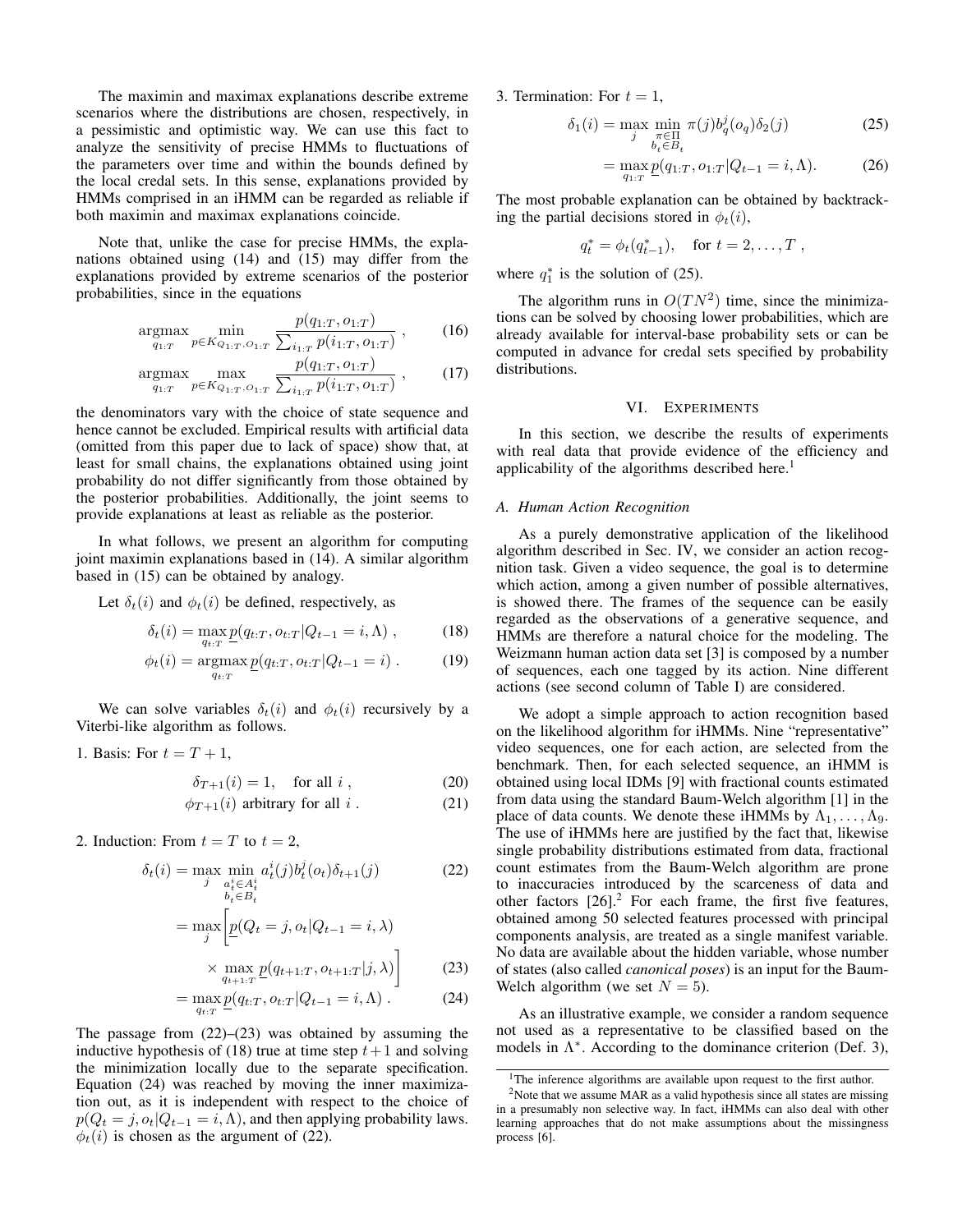The maximin and maximax explanations describe extreme scenarios where the distributions are chosen, respectively, in a pessimistic and optimistic way. We can use this fact to analyze the sensitivity of precise HMMs to fluctuations of the parameters over time and within the bounds defined by the local credal sets. In this sense, explanations provided by HMMs comprised in an iHMM can be regarded as reliable if both maximin and maximax explanations coincide.

Note that, unlike the case for precise HMMs, the explanations obtained using (14) and (15) may differ from the explanations provided by extreme scenarios of the posterior probabilities, since in the equations

$$\operatorname*{argmax}_{q_{1:T}} \min_{p \in K_{Q_{1:T}, O_{1:T}}} \frac{p(q_{1:T}, o_{1:T})}{\sum_{i_{1:T}} p(i_{1:T}, o_{1:T})} \; , \tag{16}$$

$$\operatorname*{argmax}_{q_{1:T}} \max_{p \in K_{Q_{1:T}, O_{1:T}}} \frac{p(q_{1:T}, o_{1:T})}{\sum_{i_{1:T}} p(i_{1:T}, o_{1:T})} \; , \tag{17}$$

the denominators vary with the choice of state sequence and hence cannot be excluded. Empirical results with artificial data (omitted from this paper due to lack of space) show that, at least for small chains, the explanations obtained using joint probability do not differ significantly from those obtained by the posterior probabilities. Additionally, the joint seems to provide explanations at least as reliable as the posterior.

In what follows, we present an algorithm for computing joint maximin explanations based in (14). A similar algorithm based in (15) can be obtained by analogy.

Let $\delta_t(i)$ and $\phi_t(i)$ be defined, respectively, as

$$\delta_t(i) = \max_{q_{t:T}} \underline{p}(q_{t:T}, o_{t:T} | Q_{t-1} = i, \Lambda) \; , \tag{18}$$

$$\phi_t(i) = \operatorname*{argmax}_{q_{t:T}} \underline{p}(q_{t:T}, o_{t:T} | Q_{t-1} = i) \; . \tag{19}$$

We can solve variables $\delta_t(i)$ and $\phi_t(i)$ recursively by a Viterbi-like algorithm as follows.

1. Basis: For $t = T + 1$,

$$\delta_{T+1}(i) = 1, \quad \text{for all } i \; , \tag{20}$$

$$\phi_{T+1}(i) \text{ arbitrary for all } i \; . \tag{21}$$

2. Induction: From $t = T$ to $t = 2$,

$$\delta_t(i) = \max_j \min_{\substack{a_t^i \in A_t^i \\ b_t \in B_t}} a_t^i(j) b_t^j(o_t) \delta_{t+1}(j) \tag{22}$$

$$= \max_j \Bigg[ \underline{p}(Q_t = j, o_t | Q_{t-1} = i, \lambda) \times \max_{q_{t+1:T}} \underline{p}(q_{t+1:T}, o_{t+1:T} | j, \lambda) \Bigg] \tag{23}$$

$$= \max_{q_{t:T}} \underline{p}(q_{t:T}, o_{t:T} | Q_{t-1} = i, \Lambda) \; . \tag{24}$$

The passage from (22)–(23) was obtained by assuming the inductive hypothesis of (18) true at time step $t+1$ and solving the minimization locally due to the separate specification. Equation (24) was reached by moving the inner maximization out, as it is independent with respect to the choice of $p(Q_t = j, o_t | Q_{t-1} = i, \Lambda)$, and then applying probability laws. $\phi_t(i)$ is chosen as the argument of (22).

3. Termination: For $t = 1$,

$$\delta_1(i) = \max_j \min_{\substack{\pi \in \Pi \\ b_t \in B_t}} \pi(j) b_q^j(o_q) \delta_2(j) \tag{25}$$

$$= \max_{q_{1:T}} \underline{p}(q_{1:T}, o_{1:T} | Q_{t-1} = i, \Lambda). \tag{26}$$

The most probable explanation can be obtained by backtracking the partial decisions stored in $\phi_t(i)$,

$$q_t^* = \phi_t(q_{t-1}^*), \quad \text{for } t = 2, \ldots, T \; ,$$

where $q_1^*$ is the solution of (25).

The algorithm runs in $O(TN^2)$ time, since the minimizations can be solved by choosing lower probabilities, which are already available for interval-base probability sets or can be computed in advance for credal sets specified by probability distributions.

## VI. Experiments

In this section, we describe the results of experiments with real data that provide evidence of the efficiency and applicability of the algorithms described here.[1]

### A. Human Action Recognition

As a purely demonstrative application of the likelihood algorithm described in Sec. IV, we consider an action recognition task. Given a video sequence, the goal is to determine which action, among a given number of possible alternatives, is showed there. The frames of the sequence can be easily regarded as the observations of a generative sequence, and HMMs are therefore a natural choice for the modeling. The Weizmann human action data set [3] is composed by a number of sequences, each one tagged by its action. Nine different actions (see second column of Table I) are considered.

We adopt a simple approach to action recognition based on the likelihood algorithm for iHMMs. Nine "representative" video sequences, one for each action, are selected from the benchmark. Then, for each selected sequence, an iHMM is obtained using local IDMs [9] with fractional counts estimated from data using the standard Baum-Welch algorithm [1] in the place of data counts. We denote these iHMMs by $\Lambda_1, \ldots, \Lambda_9$. The use of iHMMs here are justified by the fact that, likewise single probability distributions estimated from data, fractional count estimates from the Baum-Welch algorithm are prone to inaccuracies introduced by the scarceness of data and other factors [26].[2] For each frame, the first five features, obtained among 50 selected features processed with principal components analysis, are treated as a single manifest variable. No data are available about the hidden variable, whose number of states (also called *canonical poses*) is an input for the Baum-Welch algorithm (we set $N = 5$).

As an illustrative example, we consider a random sequence not used as a representative to be classified based on the models in $\Lambda^*$. According to the dominance criterion (Def. 3),

[1] The inference algorithms are available upon request to the first author.

[2] Note that we assume MAR as a valid hypothesis since all states are missing in a presumably non selective way. In fact, iHMMs can also deal with other learning approaches that do not make assumptions about the missingness process [6].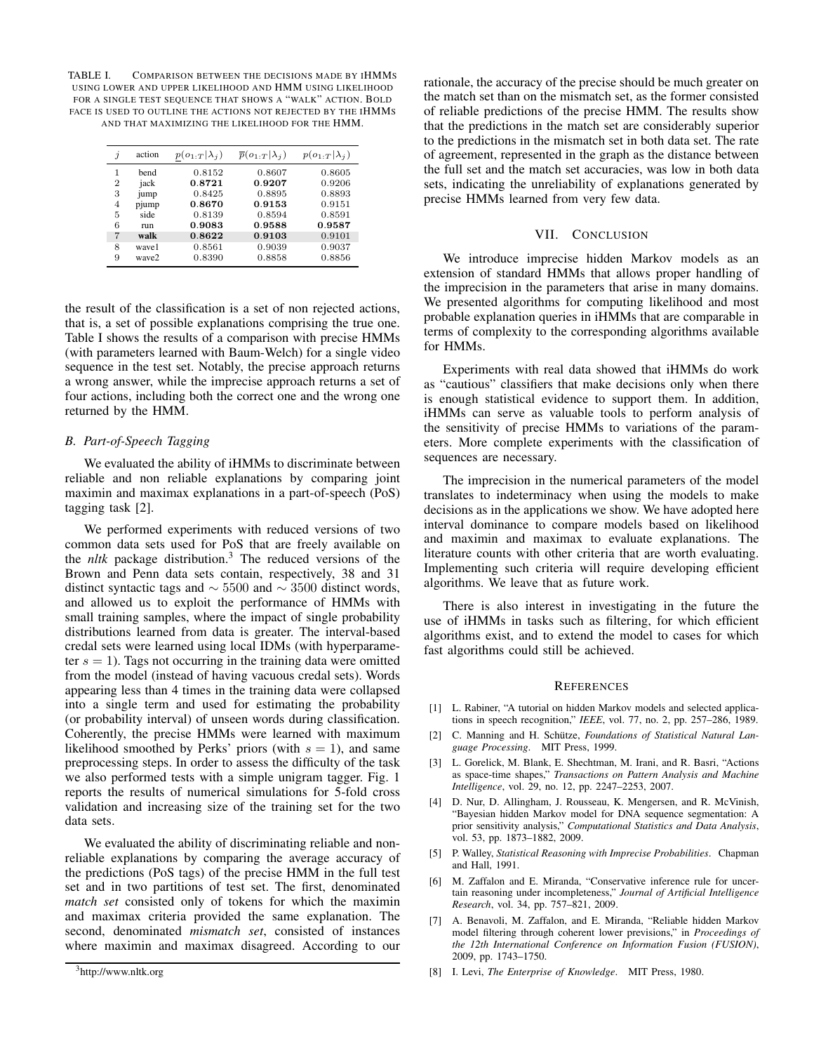TABLE I. COMPARISON BETWEEN THE DECISIONS MADE BY IHMMS USING LOWER AND UPPER LIKELIHOOD AND HMM USING LIKELIHOOD FOR A SINGLE TEST SEQUENCE THAT SHOWS A "WALK" ACTION. BOLD FACE IS USED TO OUTLINE THE ACTIONS NOT REJECTED BY THE IHMMS AND THAT MAXIMIZING THE LIKELIHOOD FOR THE HMM.

| $j$ | action | $\underline{p}(o_{1:T}\|\lambda_j)$ | $\overline{p}(o_{1:T}\|\lambda_j)$ | $p(o_{1:T}\|\lambda_j)$ |
|---|---|---|---|---|
| 1 | bend | 0.8152 | 0.8607 | 0.8605 |
| 2 | jack | **0.8721** | **0.9207** | 0.9206 |
| 3 | jump | 0.8425 | 0.8895 | 0.8893 |
| 4 | pjump | **0.8670** | **0.9153** | 0.9151 |
| 5 | side | 0.8139 | 0.8594 | 0.8591 |
| 6 | run | **0.9083** | **0.9588** | **0.9587** |
| 7 | **walk** | **0.8622** | **0.9103** | 0.9101 |
| 8 | wave1 | 0.8561 | 0.9039 | 0.9037 |
| 9 | wave2 | 0.8390 | 0.8858 | 0.8856 |

the result of the classification is a set of non rejected actions, that is, a set of possible explanations comprising the true one. Table I shows the results of a comparison with precise HMMs (with parameters learned with Baum-Welch) for a single video sequence in the test set. Notably, the precise approach returns a wrong answer, while the imprecise approach returns a set of four actions, including both the correct one and the wrong one returned by the HMM.

### *B. Part-of-Speech Tagging*

We evaluated the ability of iHMMs to discriminate between reliable and non reliable explanations by comparing joint maximin and maximax explanations in a part-of-speech (PoS) tagging task [2].

We performed experiments with reduced versions of two common data sets used for PoS that are freely available on the *nltk* package distribution.[3] The reduced versions of the Brown and Penn data sets contain, respectively, 38 and 31 distinct syntactic tags and $\sim 5500$ and $\sim 3500$ distinct words, and allowed us to exploit the performance of HMMs with small training samples, where the impact of single probability distributions learned from data is greater. The interval-based credal sets were learned using local IDMs (with hyperparameter $s = 1$). Tags not occurring in the training data were omitted from the model (instead of having vacuous credal sets). Words appearing less than 4 times in the training data were collapsed into a single term and used for estimating the probability (or probability interval) of unseen words during classification. Coherently, the precise HMMs were learned with maximum likelihood smoothed by Perks' priors (with $s = 1$), and same preprocessing steps. In order to assess the difficulty of the task we also performed tests with a simple unigram tagger. Fig. 1 reports the results of numerical simulations for 5-fold cross validation and increasing size of the training set for the two data sets.

We evaluated the ability of discriminating reliable and non-reliable explanations by comparing the average accuracy of the predictions (PoS tags) of the precise HMM in the full test set and in two partitions of test set. The first, denominated *match set* consisted only of tokens for which the maximin and maximax criteria provided the same explanation. The second, denominated *mismatch set*, consisted of instances where maximin and maximax disagreed. According to our rationale, the accuracy of the precise should be much greater on the match set than on the mismatch set, as the former consisted of reliable predictions of the precise HMM. The results show that the predictions in the match set are considerably superior to the predictions in the mismatch set in both data set. The rate of agreement, represented in the graph as the distance between the full set and the match set accuracies, was low in both data sets, indicating the unreliability of explanations generated by precise HMMs learned from very few data.

[3] http://www.nltk.org

## VII. CONCLUSION

We introduce imprecise hidden Markov models as an extension of standard HMMs that allows proper handling of the imprecision in the parameters that arise in many domains. We presented algorithms for computing likelihood and most probable explanation queries in iHMMs that are comparable in terms of complexity to the corresponding algorithms available for HMMs.

Experiments with real data showed that iHMMs do work as "cautious" classifiers that make decisions only when there is enough statistical evidence to support them. In addition, iHMMs can serve as valuable tools to perform analysis of the sensitivity of precise HMMs to variations of the parameters. More complete experiments with the classification of sequences are necessary.

The imprecision in the numerical parameters of the model translates to indeterminacy when using the models to make decisions as in the applications we show. We have adopted here interval dominance to compare models based on likelihood and maximin and maximax to evaluate explanations. The literature counts with other criteria that are worth evaluating. Implementing such criteria will require developing efficient algorithms. We leave that as future work.

There is also interest in investigating in the future the use of iHMMs in tasks such as filtering, for which efficient algorithms exist, and to extend the model to cases for which fast algorithms could still be achieved.

## REFERENCES

- [1] L. Rabiner, "A tutorial on hidden Markov models and selected applications in speech recognition," *IEEE*, vol. 77, no. 2, pp. 257–286, 1989.
- [2] C. Manning and H. Schütze, *Foundations of Statistical Natural Language Processing*. MIT Press, 1999.
- [3] L. Gorelick, M. Blank, E. Shechtman, M. Irani, and R. Basri, "Actions as space-time shapes," *Transactions on Pattern Analysis and Machine Intelligence*, vol. 29, no. 12, pp. 2247–2253, 2007.
- [4] D. Nur, D. Allingham, J. Rousseau, K. Mengersen, and R. McVinish, "Bayesian hidden Markov model for DNA sequence segmentation: A prior sensitivity analysis," *Computational Statistics and Data Analysis*, vol. 53, pp. 1873–1882, 2009.
- [5] P. Walley, *Statistical Reasoning with Imprecise Probabilities*. Chapman and Hall, 1991.
- [6] M. Zaffalon and E. Miranda, "Conservative inference rule for uncertain reasoning under incompleteness," *Journal of Artificial Intelligence Research*, vol. 34, pp. 757–821, 2009.
- [7] A. Benavoli, M. Zaffalon, and E. Miranda, "Reliable hidden Markov model filtering through coherent lower previsions," in *Proceedings of the 12th International Conference on Information Fusion (FUSION)*, 2009, pp. 1743–1750.
- [8] I. Levi, *The Enterprise of Knowledge*. MIT Press, 1980.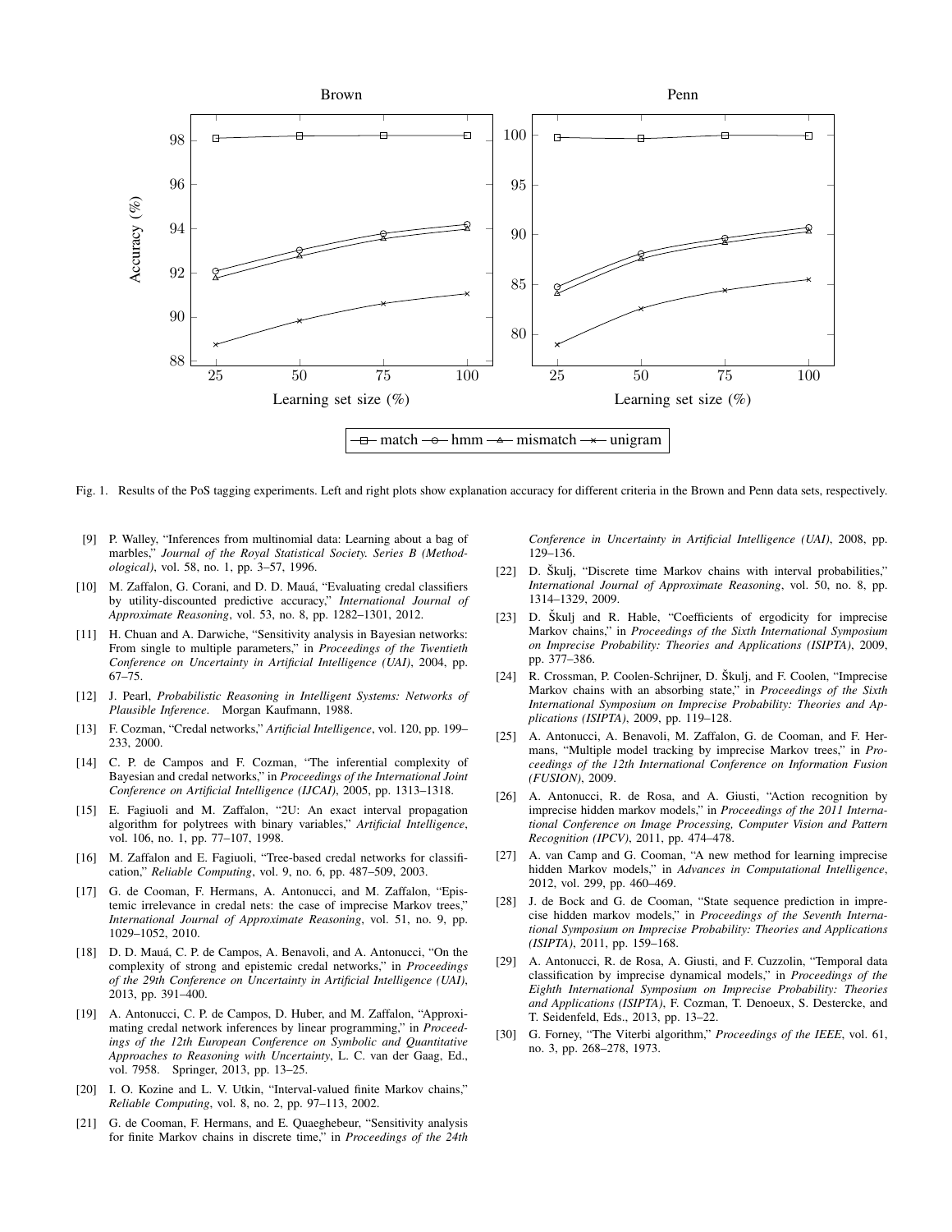Brown

Accuracy (%)

98
96
94
92
90
88

25 50 75 100

Learning set size (%)

Penn

100
95
90
85
80

25 50 75 100

Learning set size (%)

match hmm mismatch unigram

Fig. 1. Results of the PoS tagging experiments. Left and right plots show explanation accuracy for different criteria in the Brown and Penn data sets, respectively.

[9] P. Walley, "Inferences from multinomial data: Learning about a bag of marbles," *Journal of the Royal Statistical Society. Series B (Methodological)*, vol. 58, no. 1, pp. 3–57, 1996.

[10] M. Zaffalon, G. Corani, and D. D. Mauá, "Evaluating credal classifiers by utility-discounted predictive accuracy," *International Journal of Approximate Reasoning*, vol. 53, no. 8, pp. 1282–1301, 2012.

[11] H. Chuan and A. Darwiche, "Sensitivity analysis in Bayesian networks: From single to multiple parameters," in *Proceedings of the Twentieth Conference on Uncertainty in Artificial Intelligence (UAI)*, 2004, pp. 67–75.

[12] J. Pearl, *Probabilistic Reasoning in Intelligent Systems: Networks of Plausible Inference*. Morgan Kaufmann, 1988.

[13] F. Cozman, "Credal networks," *Artificial Intelligence*, vol. 120, pp. 199–233, 2000.

[14] C. P. de Campos and F. Cozman, "The inferential complexity of Bayesian and credal networks," in *Proceedings of the International Joint Conference on Artificial Intelligence (IJCAI)*, 2005, pp. 1313–1318.

[15] E. Fagiuoli and M. Zaffalon, "2U: An exact interval propagation algorithm for polytrees with binary variables," *Artificial Intelligence*, vol. 106, no. 1, pp. 77–107, 1998.

[16] M. Zaffalon and E. Fagiuoli, "Tree-based credal networks for classification," *Reliable Computing*, vol. 9, no. 6, pp. 487–509, 2003.

[17] G. de Cooman, F. Hermans, A. Antonucci, and M. Zaffalon, "Epistemic irrelevance in credal nets: the case of imprecise Markov trees," *International Journal of Approximate Reasoning*, vol. 51, no. 9, pp. 1029–1052, 2010.

[18] D. D. Mauá, C. P. de Campos, A. Benavoli, and A. Antonucci, "On the complexity of strong and epistemic credal networks," in *Proceedings of the 29th Conference on Uncertainty in Artificial Intelligence (UAI)*, 2013, pp. 391–400.

[19] A. Antonucci, C. P. de Campos, D. Huber, and M. Zaffalon, "Approximating credal network inferences by linear programming," in *Proceedings of the 12th European Conference on Symbolic and Quantitative Approaches to Reasoning with Uncertainty*, L. C. van der Gaag, Ed., vol. 7958. Springer, 2013, pp. 13–25.

[20] I. O. Kozine and L. V. Utkin, "Interval-valued finite Markov chains," *Reliable Computing*, vol. 8, no. 2, pp. 97–113, 2002.

[21] G. de Cooman, F. Hermans, and E. Quaeghebeur, "Sensitivity analysis for finite Markov chains in discrete time," in *Proceedings of the 24th Conference in Uncertainty in Artificial Intelligence (UAI)*, 2008, pp. 129–136.

[22] D. Škulj, "Discrete time Markov chains with interval probabilities," *International Journal of Approximate Reasoning*, vol. 50, no. 8, pp. 1314–1329, 2009.

[23] D. Škulj and R. Hable, "Coefficients of ergodicity for imprecise Markov chains," in *Proceedings of the Sixth International Symposium on Imprecise Probability: Theories and Applications (ISIPTA)*, 2009, pp. 377–386.

[24] R. Crossman, P. Coolen-Schrijner, D. Škulj, and F. Coolen, "Imprecise Markov chains with an absorbing state," in *Proceedings of the Sixth International Symposium on Imprecise Probability: Theories and Applications (ISIPTA)*, 2009, pp. 119–128.

[25] A. Antonucci, A. Benavoli, M. Zaffalon, G. de Cooman, and F. Hermans, "Multiple model tracking by imprecise Markov trees," in *Proceedings of the 12th International Conference on Information Fusion (FUSION)*, 2009.

[26] A. Antonucci, R. de Rosa, and A. Giusti, "Action recognition by imprecise hidden markov models," in *Proceedings of the 2011 International Conference on Image Processing, Computer Vision and Pattern Recognition (IPCV)*, 2011, pp. 474–478.

[27] A. van Camp and G. Cooman, "A new method for learning imprecise hidden Markov models," in *Advances in Computational Intelligence*, 2012, vol. 299, pp. 460–469.

[28] J. de Bock and G. de Cooman, "State sequence prediction in imprecise hidden markov models," in *Proceedings of the Seventh International Symposium on Imprecise Probability: Theories and Applications (ISIPTA)*, 2011, pp. 159–168.

[29] A. Antonucci, R. de Rosa, A. Giusti, and F. Cuzzolin, "Temporal data classification by imprecise dynamical models," in *Proceedings of the Eighth International Symposium on Imprecise Probability: Theories and Applications (ISIPTA)*, F. Cozman, T. Denoeux, S. Destercke, and T. Seidenfeld, Eds., 2013, pp. 13–22.

[30] G. Forney, "The Viterbi algorithm," *Proceedings of the IEEE*, vol. 61, no. 3, pp. 268–278, 1973.